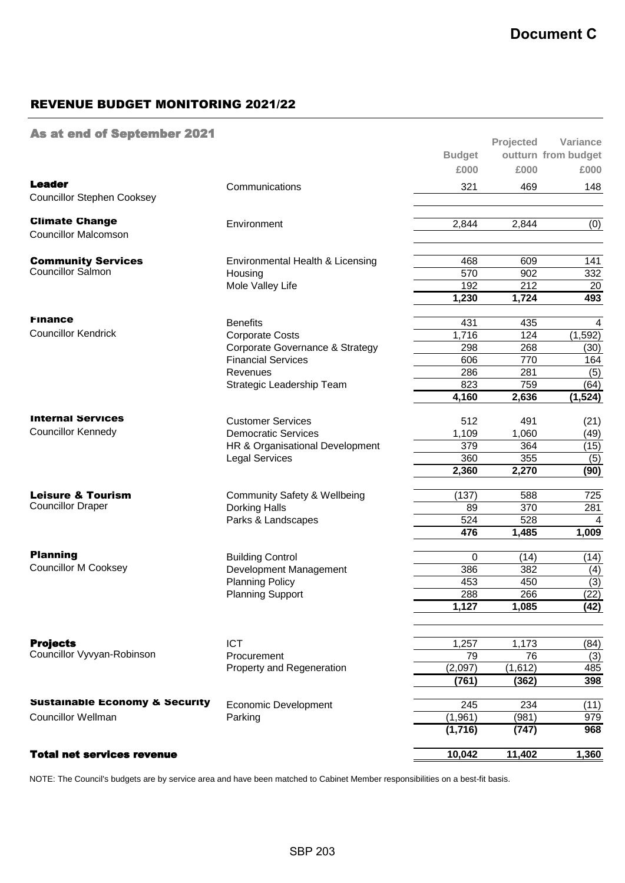**Document C**

## REVENUE BUDGET MONITORING 2021/22

### As at end of September 2021

| | | Budget | Projected outturn | Variance from budget |
|---|---|---|---|---|
| | | £000 | £000 | £000 |
| **Leader** Councillor Stephen Cooksey | Communications | 321 | 469 | 148 |
| **Climate Change** Councillor Malcomson | Environment | 2,844 | 2,844 | (0) |
| **Community Services** Councillor Salmon | Environmental Health & Licensing | 468 | 609 | 141 |
| | Housing | 570 | 902 | 332 |
| | Mole Valley Life | 192 | 212 | 20 |
| | | **1,230** | **1,724** | **493** |
| **Finance** Councillor Kendrick | Benefits | 431 | 435 | 4 |
| | Corporate Costs | 1,716 | 124 | (1,592) |
| | Corporate Governance & Strategy | 298 | 268 | (30) |
| | Financial Services | 606 | 770 | 164 |
| | Revenues | 286 | 281 | (5) |
| | Strategic Leadership Team | 823 | 759 | (64) |
| | | **4,160** | **2,636** | **(1,524)** |
| **Internal Services** Councillor Kennedy | Customer Services | 512 | 491 | (21) |
| | Democratic Services | 1,109 | 1,060 | (49) |
| | HR & Organisational Development | 379 | 364 | (15) |
| | Legal Services | 360 | 355 | (5) |
| | | **2,360** | **2,270** | **(90)** |
| **Leisure & Tourism** Councillor Draper | Community Safety & Wellbeing | (137) | 588 | 725 |
| | Dorking Halls | 89 | 370 | 281 |
| | Parks & Landscapes | 524 | 528 | 4 |
| | | **476** | **1,485** | **1,009** |
| **Planning** Councillor M Cooksey | Building Control | 0 | (14) | (14) |
| | Development Management | 386 | 382 | (4) |
| | Planning Policy | 453 | 450 | (3) |
| | Planning Support | 288 | 266 | (22) |
| | | **1,127** | **1,085** | **(42)** |
| **Projects** Councillor Vyvyan-Robinson | ICT | 1,257 | 1,173 | (84) |
| | Procurement | 79 | 76 | (3) |
| | Property and Regeneration | (2,097) | (1,612) | 485 |
| | | **(761)** | **(362)** | **398** |
| **Sustainable Economy & Security** Councillor Wellman | Economic Development | 245 | 234 | (11) |
| | Parking | (1,961) | (981) | 979 |
| | | **(1,716)** | **(747)** | **968** |
| **Total net services revenue** | | **10,042** | **11,402** | **1,360** |

NOTE: The Council's budgets are by service area and have been matched to Cabinet Member responsibilities on a best-fit basis.

SBP 203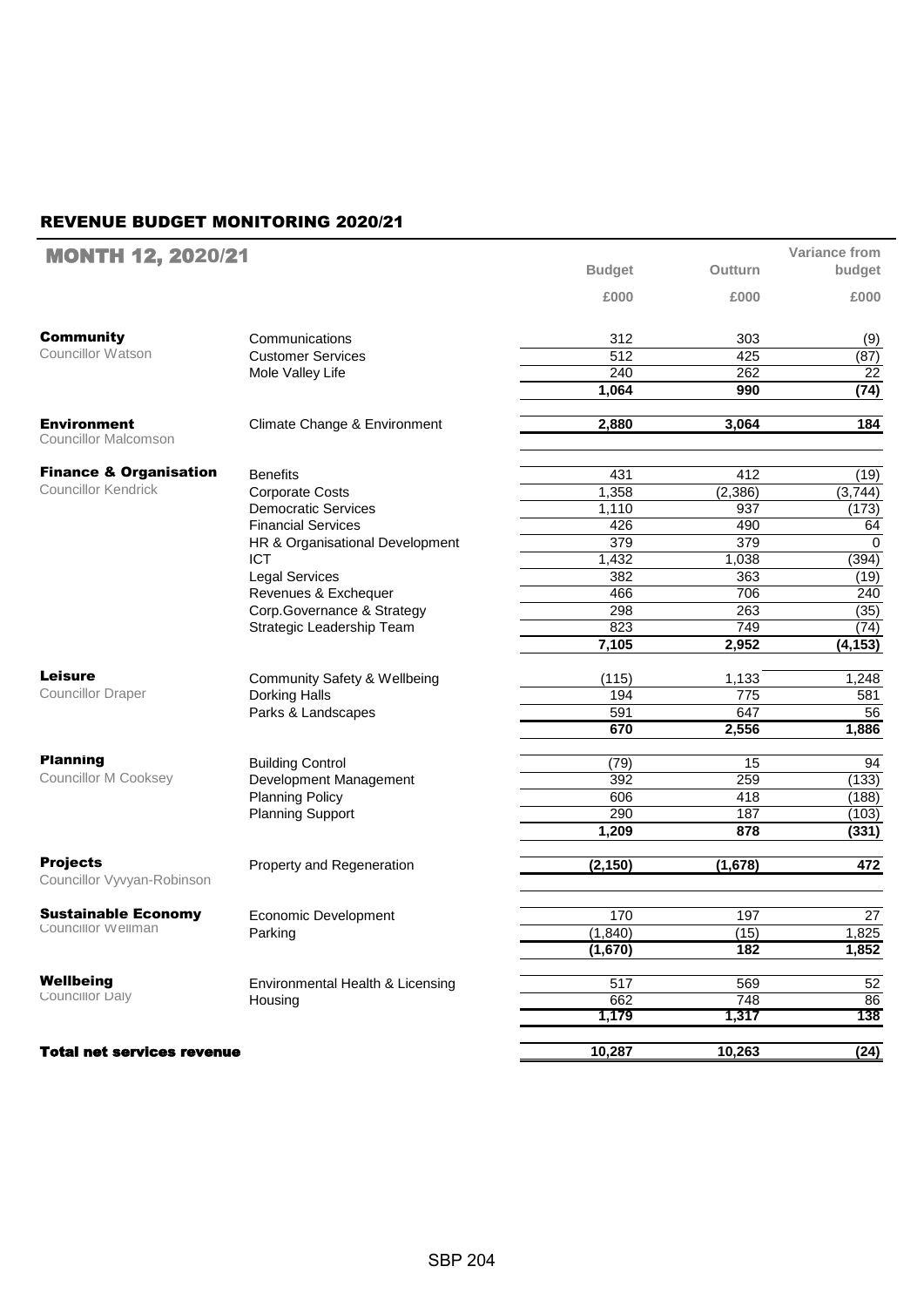## REVENUE BUDGET MONITORING 2020/21

### MONTH 12, 2020/21

| | | Budget | Outturn | Variance from budget |
|---|---|---|---|---|
| | | £000 | £000 | £000 |
| **Community** | Communications | 312 | 303 | (9) |
| Councillor Watson | Customer Services | 512 | 425 | (87) |
| | Mole Valley Life | 240 | 262 | 22 |
| | | **1,064** | **990** | **(74)** |
| **Environment** Councillor Malcomson | Climate Change & Environment | **2,880** | **3,064** | **184** |
| **Finance & Organisation** | Benefits | 431 | 412 | (19) |
| Councillor Kendrick | Corporate Costs | 1,358 | (2,386) | (3,744) |
| | Democratic Services | 1,110 | 937 | (173) |
| | Financial Services | 426 | 490 | 64 |
| | HR & Organisational Development | 379 | 379 | 0 |
| | ICT | 1,432 | 1,038 | (394) |
| | Legal Services | 382 | 363 | (19) |
| | Revenues & Exchequer | 466 | 706 | 240 |
| | Corp.Governance & Strategy | 298 | 263 | (35) |
| | Strategic Leadership Team | 823 | 749 | (74) |
| | | **7,105** | **2,952** | **(4,153)** |
| **Leisure** | Community Safety & Wellbeing | (115) | 1,133 | 1,248 |
| Councillor Draper | Dorking Halls | 194 | 775 | 581 |
| | Parks & Landscapes | 591 | 647 | 56 |
| | | **670** | **2,556** | **1,886** |
| **Planning** | Building Control | (79) | 15 | 94 |
| Councillor M Cooksey | Development Management | 392 | 259 | (133) |
| | Planning Policy | 606 | 418 | (188) |
| | Planning Support | 290 | 187 | (103) |
| | | **1,209** | **878** | **(331)** |
| **Projects** Councillor Vyvyan-Robinson | Property and Regeneration | **(2,150)** | **(1,678)** | **472** |
| **Sustainable Economy** | Economic Development | 170 | 197 | 27 |
| Councillor Wellman | Parking | (1,840) | (15) | 1,825 |
| | | **(1,670)** | **182** | **1,852** |
| **Wellbeing** | Environmental Health & Licensing | 517 | 569 | 52 |
| Councillor Daly | Housing | 662 | 748 | 86 |
| | | **1,179** | **1,317** | **138** |
| **Total net services revenue** | | **10,287** | **10,263** | **(24)** |

SBP 204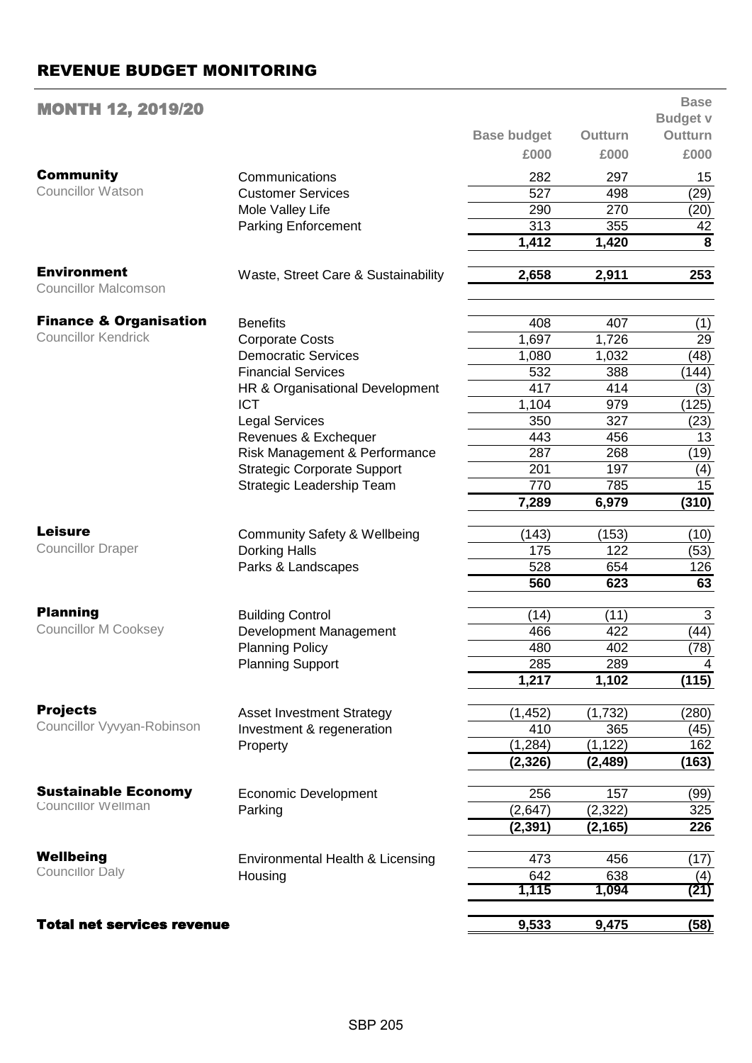## REVENUE BUDGET MONITORING

### MONTH 12, 2019/20

| | | Base budget £000 | Outturn £000 | Base Budget v Outturn £000 |
|---|---|---|---|---|
| **Community** | Communications | 282 | 297 | 15 |
| Councillor Watson | Customer Services | 527 | 498 | (29) |
| | Mole Valley Life | 290 | 270 | (20) |
| | Parking Enforcement | 313 | 355 | 42 |
| | | **1,412** | **1,420** | **8** |
| **Environment** | Waste, Street Care & Sustainability | **2,658** | **2,911** | **253** |
| Councillor Malcomson | | | | |
| **Finance & Organisation** | Benefits | 408 | 407 | (1) |
| Councillor Kendrick | Corporate Costs | 1,697 | 1,726 | 29 |
| | Democratic Services | 1,080 | 1,032 | (48) |
| | Financial Services | 532 | 388 | (144) |
| | HR & Organisational Development | 417 | 414 | (3) |
| | ICT | 1,104 | 979 | (125) |
| | Legal Services | 350 | 327 | (23) |
| | Revenues & Exchequer | 443 | 456 | 13 |
| | Risk Management & Performance | 287 | 268 | (19) |
| | Strategic Corporate Support | 201 | 197 | (4) |
| | Strategic Leadership Team | 770 | 785 | 15 |
| | | **7,289** | **6,979** | **(310)** |
| **Leisure** | Community Safety & Wellbeing | (143) | (153) | (10) |
| Councillor Draper | Dorking Halls | 175 | 122 | (53) |
| | Parks & Landscapes | 528 | 654 | 126 |
| | | **560** | **623** | **63** |
| **Planning** | Building Control | (14) | (11) | 3 |
| Councillor M Cooksey | Development Management | 466 | 422 | (44) |
| | Planning Policy | 480 | 402 | (78) |
| | Planning Support | 285 | 289 | 4 |
| | | **1,217** | **1,102** | **(115)** |
| **Projects** | Asset Investment Strategy | (1,452) | (1,732) | (280) |
| Councillor Vyvyan-Robinson | Investment & regeneration | 410 | 365 | (45) |
| | Property | (1,284) | (1,122) | 162 |
| | | **(2,326)** | **(2,489)** | **(163)** |
| **Sustainable Economy** | Economic Development | 256 | 157 | (99) |
| Councillor Wellman | Parking | (2,647) | (2,322) | 325 |
| | | **(2,391)** | **(2,165)** | **226** |
| **Wellbeing** | Environmental Health & Licensing | 473 | 456 | (17) |
| Councillor Daly | Housing | 642 | 638 | (4) |
| | | **1,115** | **1,094** | **(21)** |
| **Total net services revenue** | | **9,533** | **9,475** | **(58)** |